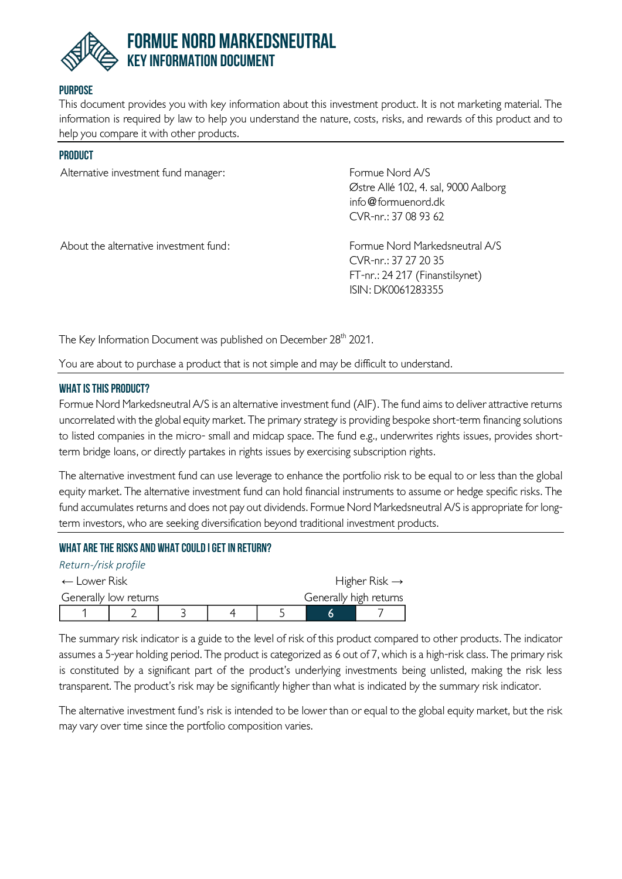# FORMUE NORD MARKEDSNEUTRAL

## KEY INFORMATION DOCUMENT

### PURPOSE

This document provides you with key information about this investment product. It is not marketing material. The information is required by law to help you understand the nature, costs, risks, and rewards of this product and to help you compare it with other products.

### PRODUCT

| | |
|---|---|
| Alternative investment fund manager: | Formue Nord A/S<br>Østre Allé 102, 4. sal, 9000 Aalborg<br>info@formuenord.dk<br>CVR-nr.: 37 08 93 62 |
| About the alternative investment fund: | Formue Nord Markedsneutral A/S<br>CVR-nr.: 37 27 20 35<br>FT-nr.: 24 217 (Finanstilsynet)<br>ISIN: DK0061283355 |

The Key Information Document was published on December 28th 2021.

You are about to purchase a product that is not simple and may be difficult to understand.

### WHAT IS THIS PRODUCT?

Formue Nord Markedsneutral A/S is an alternative investment fund (AIF). The fund aims to deliver attractive returns uncorrelated with the global equity market. The primary strategy is providing bespoke short-term financing solutions to listed companies in the micro- small and midcap space. The fund e.g., underwrites rights issues, provides short-term bridge loans, or directly partakes in rights issues by exercising subscription rights.

The alternative investment fund can use leverage to enhance the portfolio risk to be equal to or less than the global equity market. The alternative investment fund can hold financial instruments to assume or hedge specific risks. The fund accumulates returns and does not pay out dividends. Formue Nord Markedsneutral A/S is appropriate for long-term investors, who are seeking diversification beyond traditional investment products.

### WHAT ARE THE RISKS AND WHAT COULD I GET IN RETURN?

*Return-/risk profile*

← Lower Risk — Higher Risk →

Generally low returns — Generally high returns

| 1 | 2 | 3 | 4 | 5 | **6** | 7 |
|---|---|---|---|---|---|---|

The summary risk indicator is a guide to the level of risk of this product compared to other products. The indicator assumes a 5-year holding period. The product is categorized as 6 out of 7, which is a high-risk class. The primary risk is constituted by a significant part of the product's underlying investments being unlisted, making the risk less transparent. The product's risk may be significantly higher than what is indicated by the summary risk indicator.

The alternative investment fund's risk is intended to be lower than or equal to the global equity market, but the risk may vary over time since the portfolio composition varies.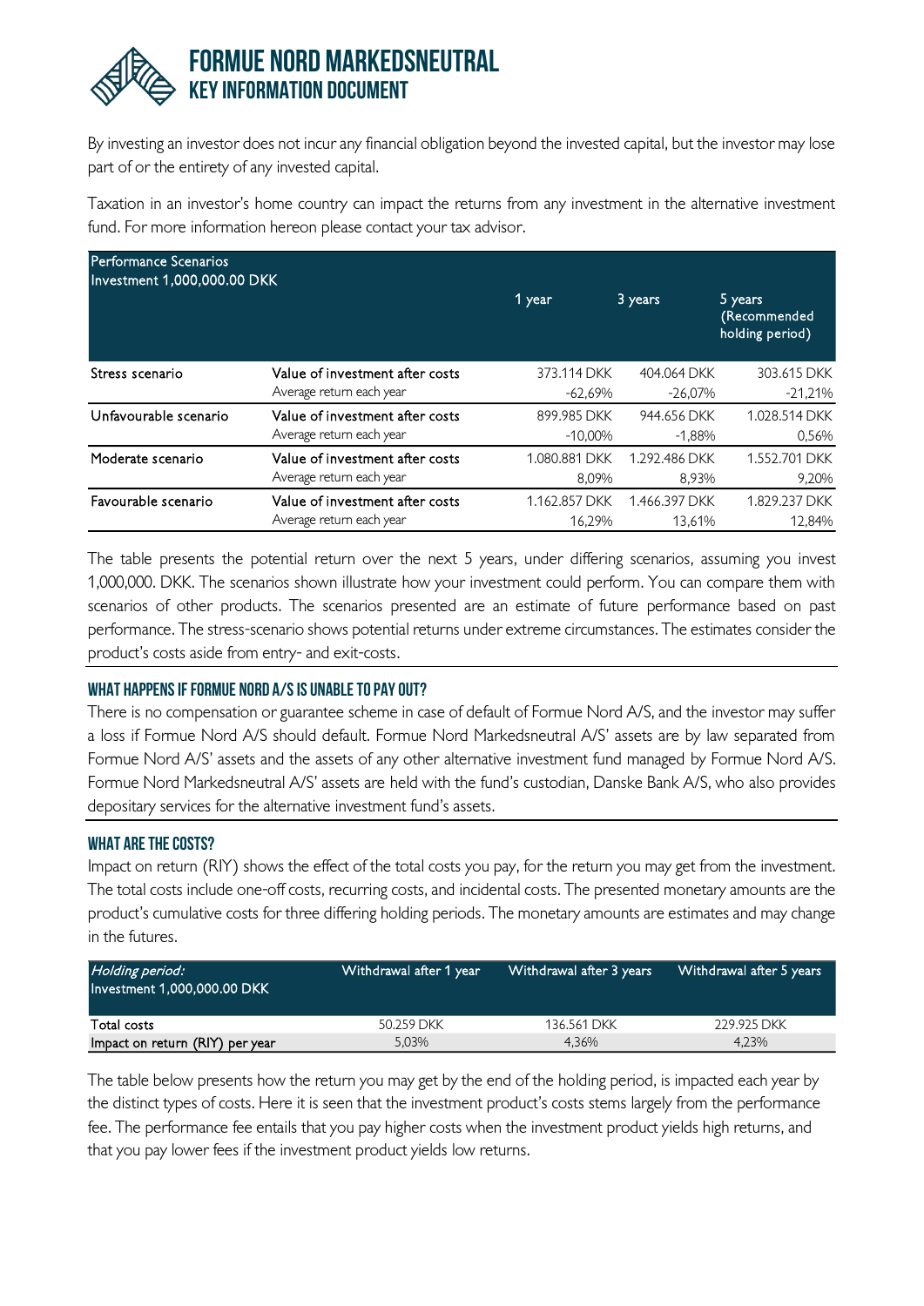# FORMUE NORD MARKEDSNEUTRAL

## KEY INFORMATION DOCUMENT

By investing an investor does not incur any financial obligation beyond the invested capital, but the investor may lose part of or the entirety of any invested capital.

Taxation in an investor's home country can impact the returns from any investment in the alternative investment fund. For more information hereon please contact your tax advisor.

| Performance Scenarios Investment 1,000,000.00 DKK | | 1 year | 3 years | 5 years (Recommended holding period) |
|---|---|---|---|---|
| Stress scenario | Value of investment after costs | 373.114 DKK | 404.064 DKK | 303.615 DKK |
| | Average return each year | -62,69% | -26,07% | -21,21% |
| Unfavourable scenario | Value of investment after costs | 899.985 DKK | 944.656 DKK | 1.028.514 DKK |
| | Average return each year | -10,00% | -1,88% | 0,56% |
| Moderate scenario | Value of investment after costs | 1.080.881 DKK | 1.292.486 DKK | 1.552.701 DKK |
| | Average return each year | 8,09% | 8,93% | 9,20% |
| Favourable scenario | Value of investment after costs | 1.162.857 DKK | 1.466.397 DKK | 1.829.237 DKK |
| | Average return each year | 16,29% | 13,61% | 12,84% |

The table presents the potential return over the next 5 years, under differing scenarios, assuming you invest 1,000,000. DKK. The scenarios shown illustrate how your investment could perform. You can compare them with scenarios of other products. The scenarios presented are an estimate of future performance based on past performance. The stress-scenario shows potential returns under extreme circumstances. The estimates consider the product's costs aside from entry- and exit-costs.

### WHAT HAPPENS IF FORMUE NORD A/S IS UNABLE TO PAY OUT?

There is no compensation or guarantee scheme in case of default of Formue Nord A/S, and the investor may suffer a loss if Formue Nord A/S should default. Formue Nord Markedsneutral A/S' assets are by law separated from Formue Nord A/S' assets and the assets of any other alternative investment fund managed by Formue Nord A/S. Formue Nord Markedsneutral A/S' assets are held with the fund's custodian, Danske Bank A/S, who also provides depositary services for the alternative investment fund's assets.

### WHAT ARE THE COSTS?

Impact on return (RIY) shows the effect of the total costs you pay, for the return you may get from the investment. The total costs include one-off costs, recurring costs, and incidental costs. The presented monetary amounts are the product's cumulative costs for three differing holding periods. The monetary amounts are estimates and may change in the futures.

| *Holding period:* Investment 1,000,000.00 DKK | Withdrawal after 1 year | Withdrawal after 3 years | Withdrawal after 5 years |
|---|---|---|---|
| Total costs | 50.259 DKK | 136.561 DKK | 229.925 DKK |
| Impact on return (RIY) per year | 5,03% | 4,36% | 4,23% |

The table below presents how the return you may get by the end of the holding period, is impacted each year by the distinct types of costs. Here it is seen that the investment product's costs stems largely from the performance fee. The performance fee entails that you pay higher costs when the investment product yields high returns, and that you pay lower fees if the investment product yields low returns.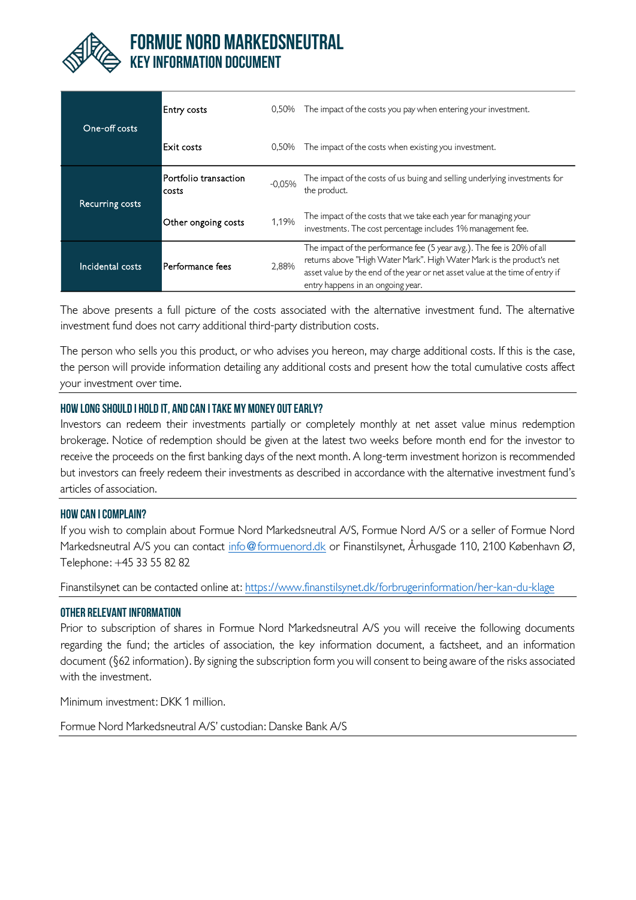| | | | |
|---|---|---|---|
| One-off costs | Entry costs | 0,50% | The impact of the costs you pay when entering your investment. |
| | Exit costs | 0,50% | The impact of the costs when existing you investment. |
| Recurring costs | Portfolio transaction costs | -0,05% | The impact of the costs of us buing and selling underlying investments for the product. |
| | Other ongoing costs | 1,19% | The impact of the costs that we take each year for managing your investments. The cost percentage includes 1% management fee. |
| Incidental costs | Performance fees | 2,88% | The impact of the performance fee (5 year avg.). The fee is 20% of all returns above "High Water Mark". High Water Mark is the product's net asset value by the end of the year or net asset value at the time of entry if entry happens in an ongoing year. |

The above presents a full picture of the costs associated with the alternative investment fund. The alternative investment fund does not carry additional third-party distribution costs.

The person who sells you this product, or who advises you hereon, may charge additional costs. If this is the case, the person will provide information detailing any additional costs and present how the total cumulative costs affect your investment over time.

## HOW LONG SHOULD I HOLD IT, AND CAN I TAKE MY MONEY OUT EARLY?

Investors can redeem their investments partially or completely monthly at net asset value minus redemption brokerage. Notice of redemption should be given at the latest two weeks before month end for the investor to receive the proceeds on the first banking days of the next month. A long-term investment horizon is recommended but investors can freely redeem their investments as described in accordance with the alternative investment fund's articles of association.

## HOW CAN I COMPLAIN?

If you wish to complain about Formue Nord Markedsneutral A/S, Formue Nord A/S or a seller of Formue Nord Markedsneutral A/S you can contact info@formuenord.dk or Finanstilsynet, Århusgade 110, 2100 København Ø, Telephone: +45 33 55 82 82

Finanstilsynet can be contacted online at: https://www.finanstilsynet.dk/forbrugerinformation/her-kan-du-klage

## OTHER RELEVANT INFORMATION

Prior to subscription of shares in Formue Nord Markedsneutral A/S you will receive the following documents regarding the fund; the articles of association, the key information document, a factsheet, and an information document (§62 information). By signing the subscription form you will consent to being aware of the risks associated with the investment.

Minimum investment: DKK 1 million.

Formue Nord Markedsneutral A/S' custodian: Danske Bank A/S